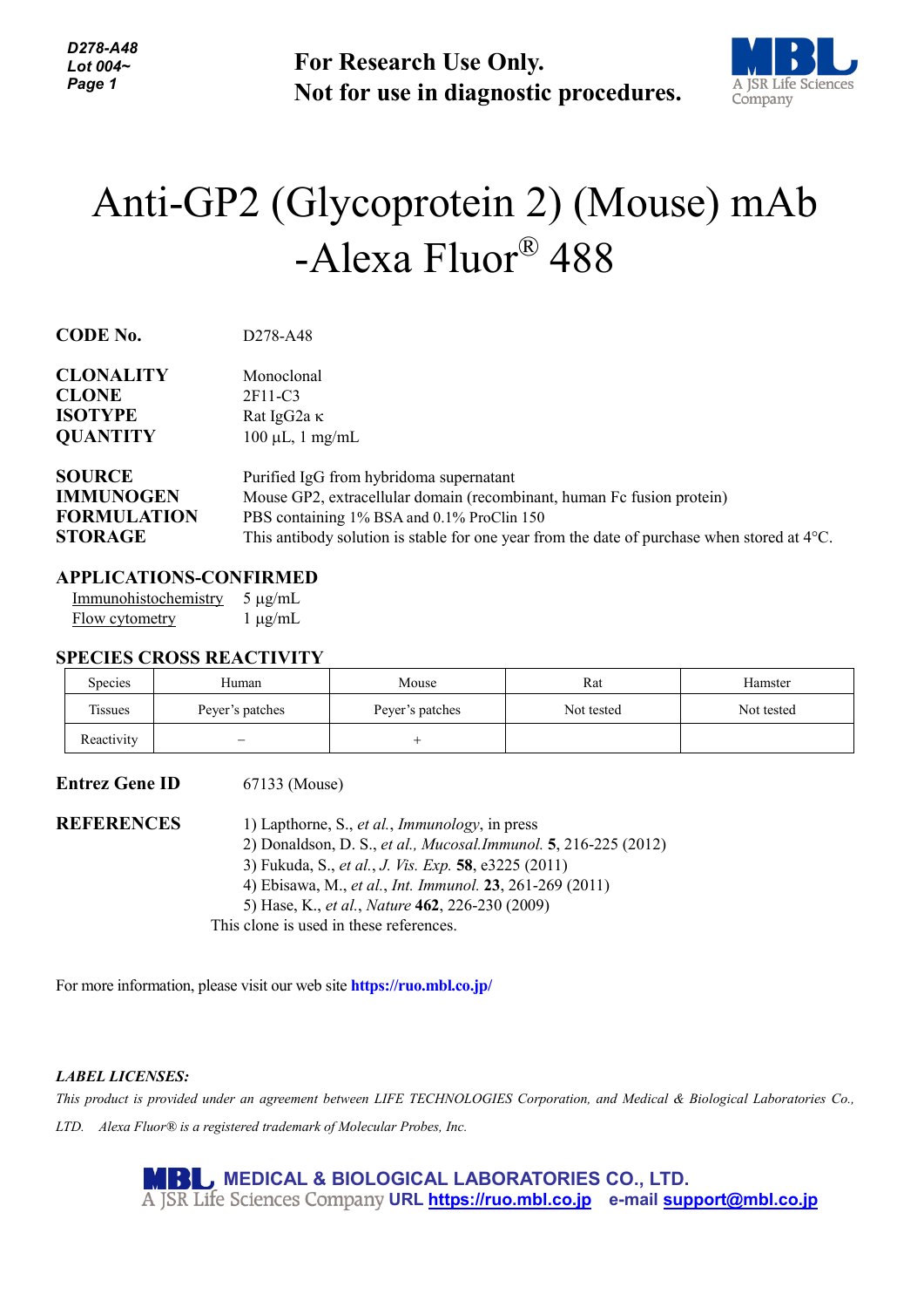D278-A48
Lot 004~

**For Research Use Only.**
**Not for use in diagnostic procedures.**

# Anti-GP2 (Glycoprotein 2) (Mouse) mAb -Alexa Fluor® 488

**CODE No.** D278-A48

**CLONALITY** Monoclonal
**CLONE** 2F11-C3
**ISOTYPE** Rat IgG2a κ
**QUANTITY** 100 µL, 1 mg/mL

**SOURCE** Purified IgG from hybridoma supernatant
**IMMUNOGEN** Mouse GP2, extracellular domain (recombinant, human Fc fusion protein)
**FORMULATION** PBS containing 1% BSA and 0.1% ProClin 150
**STORAGE** This antibody solution is stable for one year from the date of purchase when stored at 4°C.

## APPLICATIONS-CONFIRMED

Immunohistochemistry 5 µg/mL
Flow cytometry 1 µg/mL

## SPECIES CROSS REACTIVITY

| Species | Human | Mouse | Rat | Hamster |
|---|---|---|---|---|
| Tissues | Peyer's patches | Peyer's patches | Not tested | Not tested |
| Reactivity | – | + | | |

**Entrez Gene ID** 67133 (Mouse)

**REFERENCES**
1) Lapthorne, S., *et al.*, *Immunology*, in press
2) Donaldson, D. S., *et al., Mucosal.Immunol.* **5**, 216-225 (2012)
3) Fukuda, S., *et al.*, *J. Vis. Exp.* **58**, e3225 (2011)
4) Ebisawa, M., *et al.*, *Int. Immunol.* **23**, 261-269 (2011)
5) Hase, K., *et al.*, *Nature* **462**, 226-230 (2009)

This clone is used in these references.

For more information, please visit our web site **https://ruo.mbl.co.jp/**

***LABEL LICENSES:***

*This product is provided under an agreement between LIFE TECHNOLOGIES Corporation, and Medical & Biological Laboratories Co., LTD. Alexa Fluor® is a registered trademark of Molecular Probes, Inc.*

**MEDICAL & BIOLOGICAL LABORATORIES CO., LTD.**
A JSR Life Sciences Company **URL https://ruo.mbl.co.jp e-mail support@mbl.co.jp**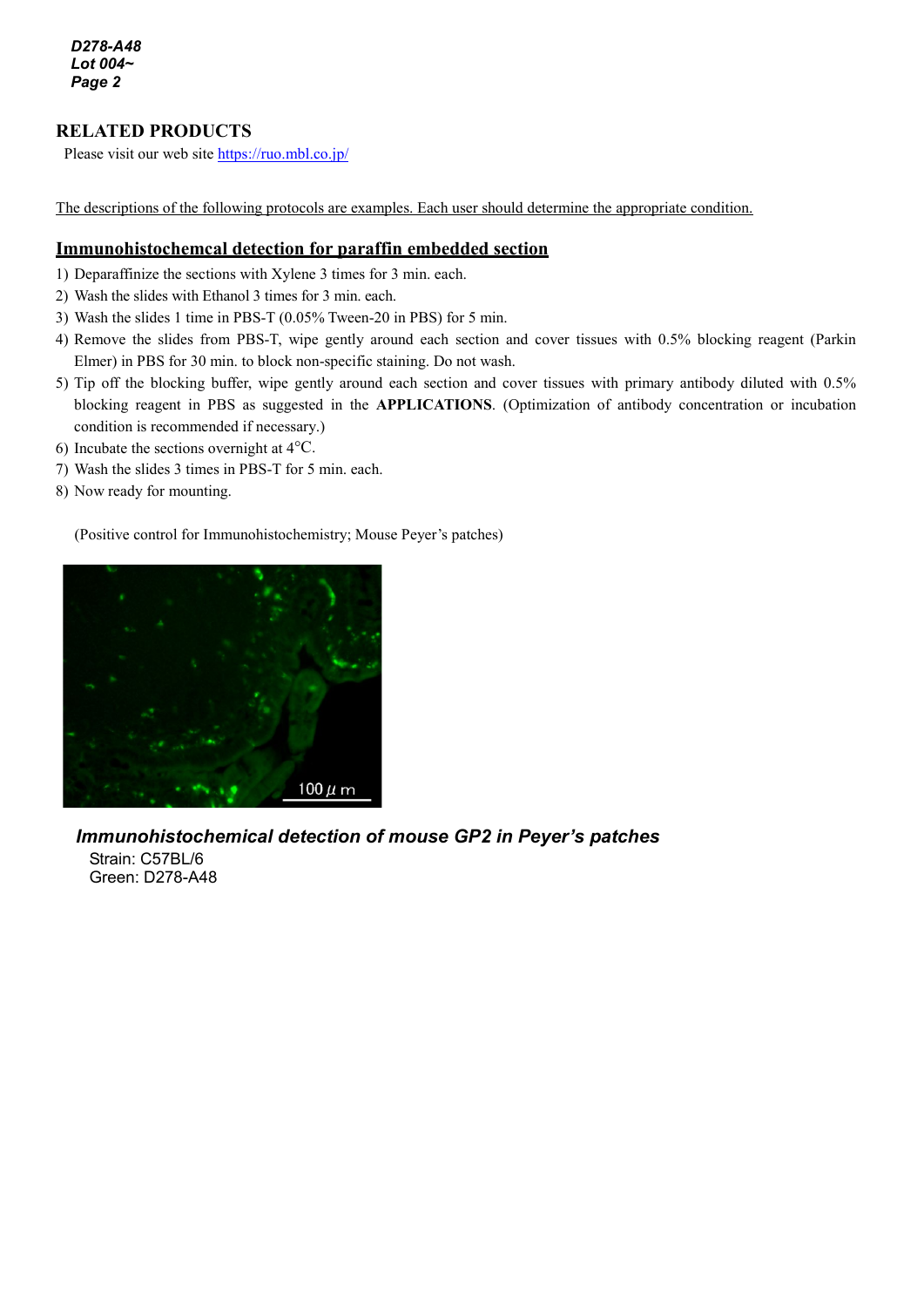## RELATED PRODUCTS

Please visit our web site https://ruo.mbl.co.jp/

The descriptions of the following protocols are examples. Each user should determine the appropriate condition.

## Immunohistochemcal detection for paraffin embedded section

1) Deparaffinize the sections with Xylene 3 times for 3 min. each.
2) Wash the slides with Ethanol 3 times for 3 min. each.
3) Wash the slides 1 time in PBS-T (0.05% Tween-20 in PBS) for 5 min.
4) Remove the slides from PBS-T, wipe gently around each section and cover tissues with 0.5% blocking reagent (Parkin Elmer) in PBS for 30 min. to block non-specific staining. Do not wash.
5) Tip off the blocking buffer, wipe gently around each section and cover tissues with primary antibody diluted with 0.5% blocking reagent in PBS as suggested in the **APPLICATIONS**. (Optimization of antibody concentration or incubation condition is recommended if necessary.)
6) Incubate the sections overnight at 4°C.
7) Wash the slides 3 times in PBS-T for 5 min. each.
8) Now ready for mounting.

(Positive control for Immunohistochemistry; Mouse Peyer's patches)

100 μm

***Immunohistochemical detection of mouse GP2 in Peyer's patches***

Strain: C57BL/6
Green: D278-A48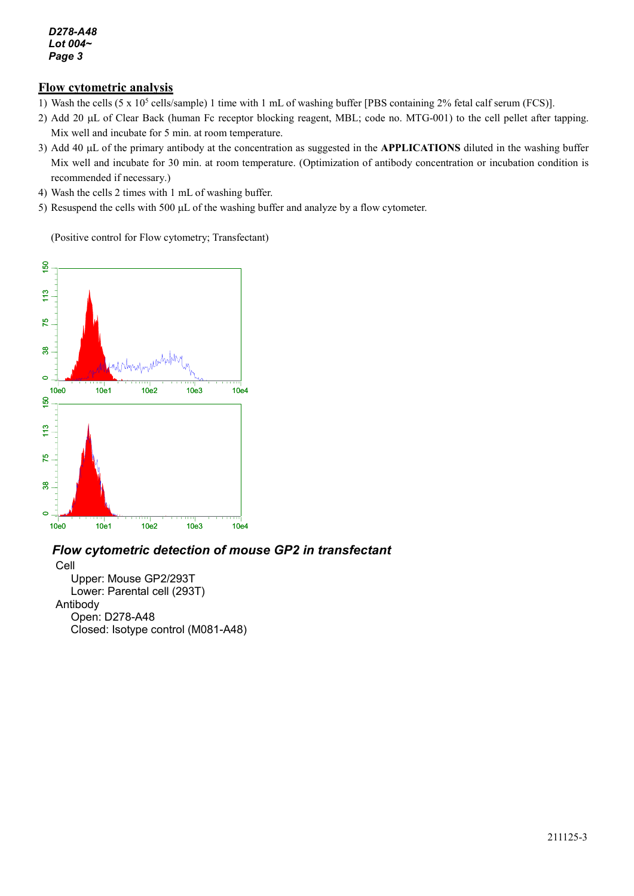## Flow cytometric analysis

1) Wash the cells ($5 \times 10^5$ cells/sample) 1 time with 1 mL of washing buffer [PBS containing 2% fetal calf serum (FCS)].
2) Add 20 μL of Clear Back (human Fc receptor blocking reagent, MBL; code no. MTG-001) to the cell pellet after tapping. Mix well and incubate for 5 min. at room temperature.
3) Add 40 μL of the primary antibody at the concentration as suggested in the **APPLICATIONS** diluted in the washing buffer Mix well and incubate for 30 min. at room temperature. (Optimization of antibody concentration or incubation condition is recommended if necessary.)
4) Wash the cells 2 times with 1 mL of washing buffer.
5) Resuspend the cells with 500 μL of the washing buffer and analyze by a flow cytometer.

(Positive control for Flow cytometry; Transfectant)

150
113
75
38
0
10e0
10e1
10e2
10e3
10e4

150
113
75
38
0
10e0
10e1
10e2
10e3
10e4

***Flow cytometric detection of mouse GP2 in transfectant***

Cell
Upper: Mouse GP2/293T
Lower: Parental cell (293T)

Antibody
Open: D278-A48
Closed: Isotype control (M081-A48)